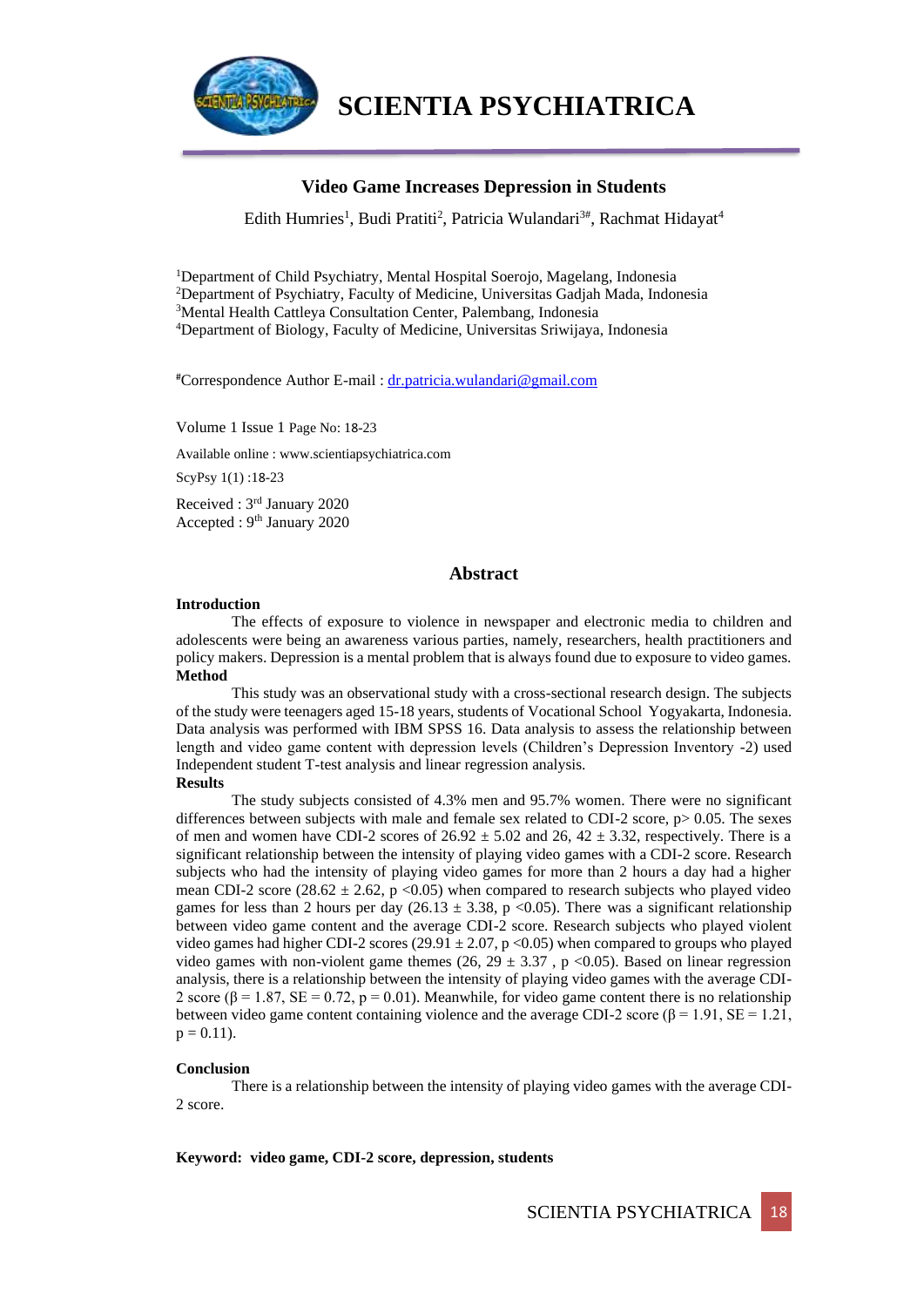# Video Game Increases Depression in Students

Edith Humries[1], Budi Pratiti[2], Patricia Wulandari[3#], Rachmat Hidayat[4]

[1]Department of Child Psychiatry, Mental Hospital Soerojo, Magelang, Indonesia
[2]Department of Psychiatry, Faculty of Medicine, Universitas Gadjah Mada, Indonesia
[3]Mental Health Cattleya Consultation Center, Palembang, Indonesia
[4]Department of Biology, Faculty of Medicine, Universitas Sriwijaya, Indonesia

[#]Correspondence Author E-mail : dr.patricia.wulandari@gmail.com

Volume 1 Issue 1 Page No: 18-23

Available online : www.scientiapsychiatrica.com

ScyPsy 1(1) :18-23

Received : 3rd January 2020
Accepted : 9th January 2020

## Abstract

**Introduction**

The effects of exposure to violence in newspaper and electronic media to children and adolescents were being an awareness various parties, namely, researchers, health practitioners and policy makers. Depression is a mental problem that is always found due to exposure to video games.

**Method**

This study was an observational study with a cross-sectional research design. The subjects of the study were teenagers aged 15-18 years, students of Vocational School Yogyakarta, Indonesia. Data analysis was performed with IBM SPSS 16. Data analysis to assess the relationship between length and video game content with depression levels (Children's Depression Inventory -2) used Independent student T-test analysis and linear regression analysis.

**Results**

The study subjects consisted of 4.3% men and 95.7% women. There were no significant differences between subjects with male and female sex related to CDI-2 score, $p > 0.05$. The sexes of men and women have CDI-2 scores of $26.92 \pm 5.02$ and 26, $42 \pm 3.32$, respectively. There is a significant relationship between the intensity of playing video games with a CDI-2 score. Research subjects who had the intensity of playing video games for more than 2 hours a day had a higher mean CDI-2 score ($28.62 \pm 2.62$, $p < 0.05$) when compared to research subjects who played video games for less than 2 hours per day ($26.13 \pm 3.38$, $p < 0.05$). There was a significant relationship between video game content and the average CDI-2 score. Research subjects who played violent video games had higher CDI-2 scores ($29.91 \pm 2.07$, $p < 0.05$) when compared to groups who played video games with non-violent game themes ($26, 29 \pm 3.37$ , $p < 0.05$). Based on linear regression analysis, there is a relationship between the intensity of playing video games with the average CDI-2 score ($\beta = 1.87$, $SE = 0.72$, $p = 0.01$). Meanwhile, for video game content there is no relationship between video game content containing violence and the average CDI-2 score ($\beta = 1.91$, $SE = 1.21$, $p = 0.11$).

**Conclusion**

There is a relationship between the intensity of playing video games with the average CDI-2 score.

**Keyword: video game, CDI-2 score, depression, students**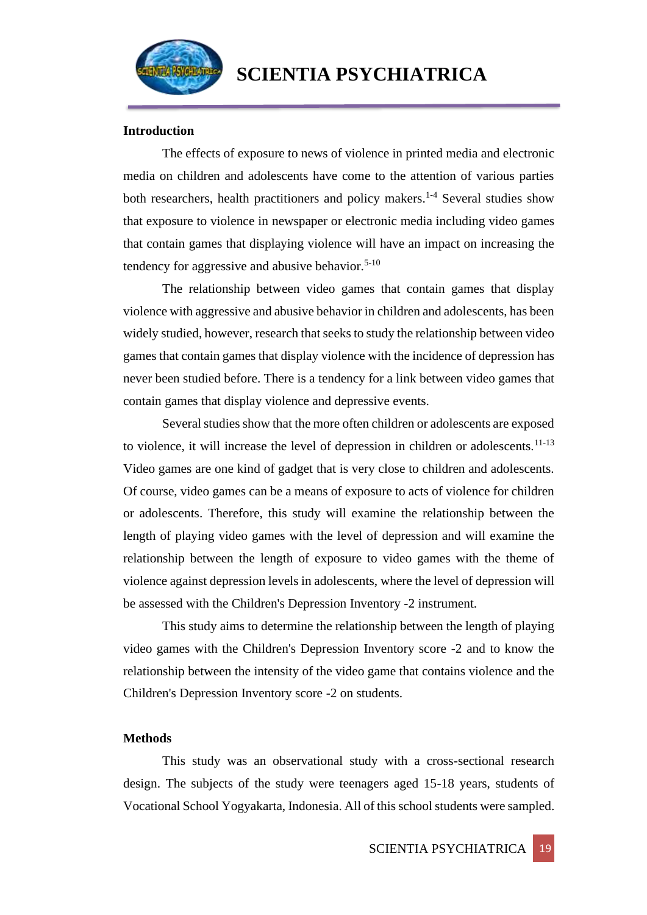## Introduction

The effects of exposure to news of violence in printed media and electronic media on children and adolescents have come to the attention of various parties both researchers, health practitioners and policy makers.[1-4] Several studies show that exposure to violence in newspaper or electronic media including video games that contain games that displaying violence will have an impact on increasing the tendency for aggressive and abusive behavior.[5-10]

The relationship between video games that contain games that display violence with aggressive and abusive behavior in children and adolescents, has been widely studied, however, research that seeks to study the relationship between video games that contain games that display violence with the incidence of depression has never been studied before. There is a tendency for a link between video games that contain games that display violence and depressive events.

Several studies show that the more often children or adolescents are exposed to violence, it will increase the level of depression in children or adolescents.[11-13] Video games are one kind of gadget that is very close to children and adolescents. Of course, video games can be a means of exposure to acts of violence for children or adolescents. Therefore, this study will examine the relationship between the length of playing video games with the level of depression and will examine the relationship between the length of exposure to video games with the theme of violence against depression levels in adolescents, where the level of depression will be assessed with the Children's Depression Inventory -2 instrument.

This study aims to determine the relationship between the length of playing video games with the Children's Depression Inventory score -2 and to know the relationship between the intensity of the video game that contains violence and the Children's Depression Inventory score -2 on students.

## Methods

This study was an observational study with a cross-sectional research design. The subjects of the study were teenagers aged 15-18 years, students of Vocational School Yogyakarta, Indonesia. All of this school students were sampled.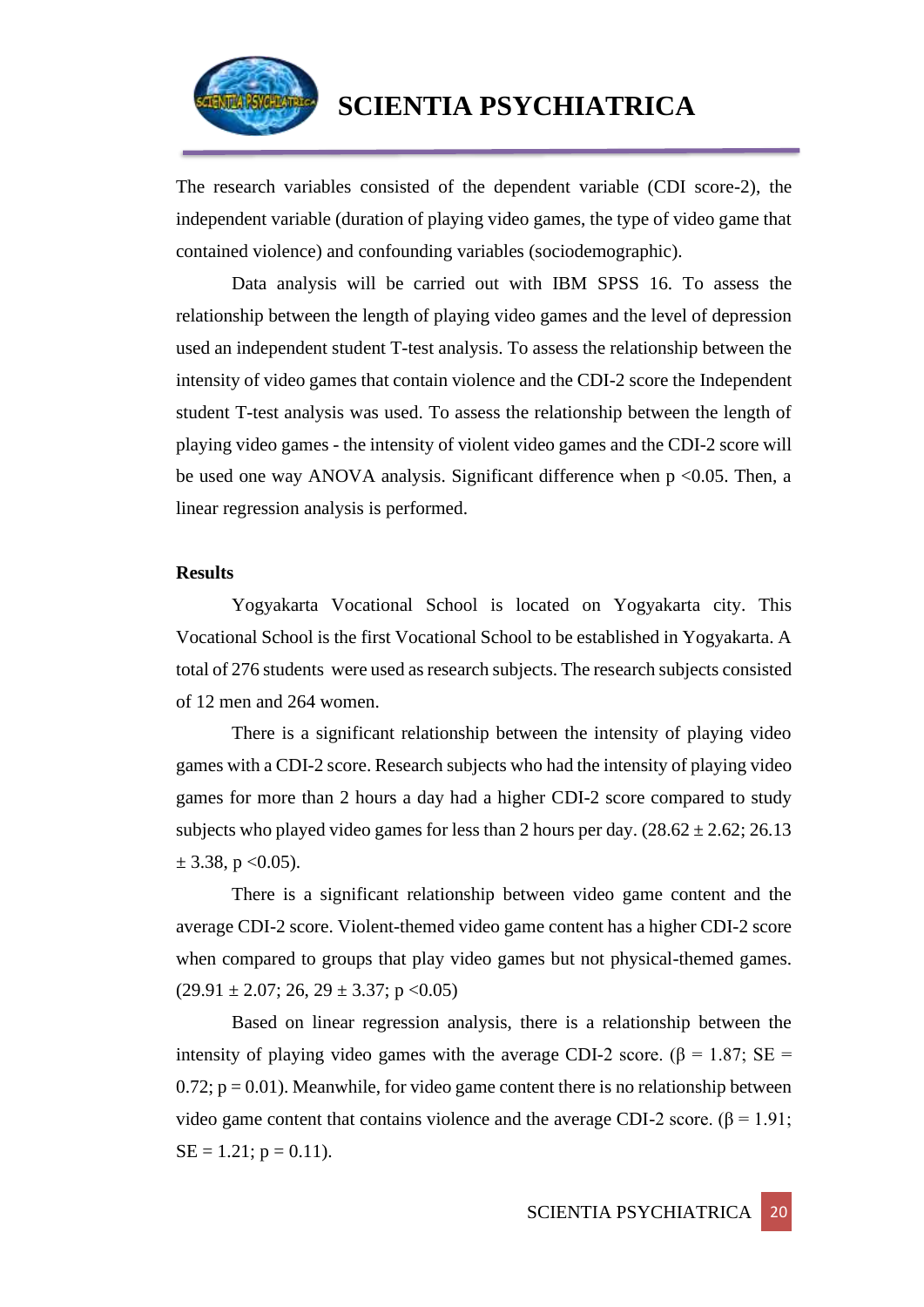The research variables consisted of the dependent variable (CDI score-2), the independent variable (duration of playing video games, the type of video game that contained violence) and confounding variables (sociodemographic).

Data analysis will be carried out with IBM SPSS 16. To assess the relationship between the length of playing video games and the level of depression used an independent student T-test analysis. To assess the relationship between the intensity of video games that contain violence and the CDI-2 score the Independent student T-test analysis was used. To assess the relationship between the length of playing video games - the intensity of violent video games and the CDI-2 score will be used one way ANOVA analysis. Significant difference when $p < 0.05$. Then, a linear regression analysis is performed.

## Results

Yogyakarta Vocational School is located on Yogyakarta city. This Vocational School is the first Vocational School to be established in Yogyakarta. A total of 276 students were used as research subjects. The research subjects consisted of 12 men and 264 women.

There is a significant relationship between the intensity of playing video games with a CDI-2 score. Research subjects who had the intensity of playing video games for more than 2 hours a day had a higher CDI-2 score compared to study subjects who played video games for less than 2 hours per day. ($28.62 \pm 2.62$; $26.13 \pm 3.38$, $p < 0.05$).

There is a significant relationship between video game content and the average CDI-2 score. Violent-themed video game content has a higher CDI-2 score when compared to groups that play video games but not physical-themed games. ($29.91 \pm 2.07$; 26, $29 \pm 3.37$; $p < 0.05$)

Based on linear regression analysis, there is a relationship between the intensity of playing video games with the average CDI-2 score. ($\beta = 1.87$; SE = 0.72; $p = 0.01$). Meanwhile, for video game content there is no relationship between video game content that contains violence and the average CDI-2 score. ($\beta = 1.91$; SE = 1.21; $p = 0.11$).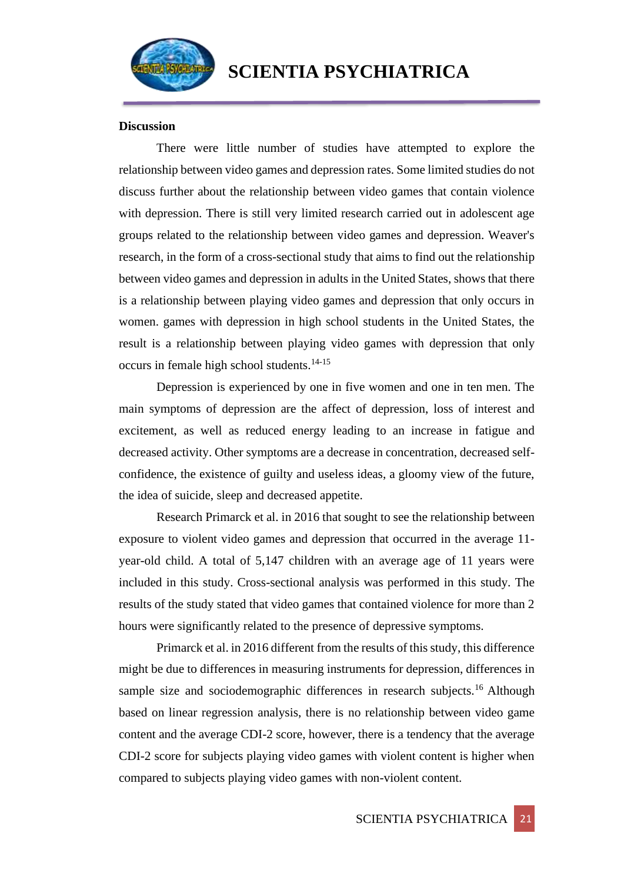**Discussion**

There were little number of studies have attempted to explore the relationship between video games and depression rates. Some limited studies do not discuss further about the relationship between video games that contain violence with depression. There is still very limited research carried out in adolescent age groups related to the relationship between video games and depression. Weaver's research, in the form of a cross-sectional study that aims to find out the relationship between video games and depression in adults in the United States, shows that there is a relationship between playing video games and depression that only occurs in women. games with depression in high school students in the United States, the result is a relationship between playing video games with depression that only occurs in female high school students.[14-15]

Depression is experienced by one in five women and one in ten men. The main symptoms of depression are the affect of depression, loss of interest and excitement, as well as reduced energy leading to an increase in fatigue and decreased activity. Other symptoms are a decrease in concentration, decreased self-confidence, the existence of guilty and useless ideas, a gloomy view of the future, the idea of suicide, sleep and decreased appetite.

Research Primarck et al. in 2016 that sought to see the relationship between exposure to violent video games and depression that occurred in the average 11-year-old child. A total of 5,147 children with an average age of 11 years were included in this study. Cross-sectional analysis was performed in this study. The results of the study stated that video games that contained violence for more than 2 hours were significantly related to the presence of depressive symptoms.

Primarck et al. in 2016 different from the results of this study, this difference might be due to differences in measuring instruments for depression, differences in sample size and sociodemographic differences in research subjects.[16] Although based on linear regression analysis, there is no relationship between video game content and the average CDI-2 score, however, there is a tendency that the average CDI-2 score for subjects playing video games with violent content is higher when compared to subjects playing video games with non-violent content.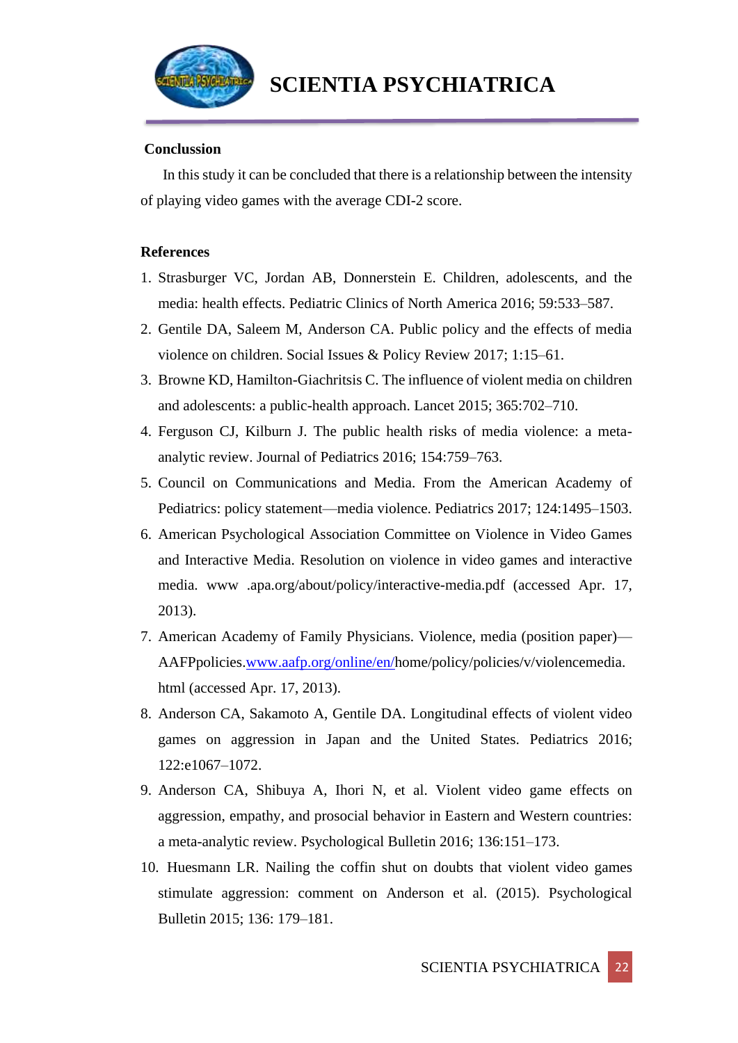## Conclussion

In this study it can be concluded that there is a relationship between the intensity of playing video games with the average CDI-2 score.

## References

1. Strasburger VC, Jordan AB, Donnerstein E. Children, adolescents, and the media: health effects. Pediatric Clinics of North America 2016; 59:533–587.
2. Gentile DA, Saleem M, Anderson CA. Public policy and the effects of media violence on children. Social Issues & Policy Review 2017; 1:15–61.
3. Browne KD, Hamilton-Giachritsis C. The influence of violent media on children and adolescents: a public-health approach. Lancet 2015; 365:702–710.
4. Ferguson CJ, Kilburn J. The public health risks of media violence: a meta-analytic review. Journal of Pediatrics 2016; 154:759–763.
5. Council on Communications and Media. From the American Academy of Pediatrics: policy statement—media violence. Pediatrics 2017; 124:1495–1503.
6. American Psychological Association Committee on Violence in Video Games and Interactive Media. Resolution on violence in video games and interactive media. www .apa.org/about/policy/interactive-media.pdf (accessed Apr. 17, 2013).
7. American Academy of Family Physicians. Violence, media (position paper)—AAFPpolicies.www.aafp.org/online/en/home/policy/policies/v/violencemedia.html (accessed Apr. 17, 2013).
8. Anderson CA, Sakamoto A, Gentile DA. Longitudinal effects of violent video games on aggression in Japan and the United States. Pediatrics 2016; 122:e1067–1072.
9. Anderson CA, Shibuya A, Ihori N, et al. Violent video game effects on aggression, empathy, and prosocial behavior in Eastern and Western countries: a meta-analytic review. Psychological Bulletin 2016; 136:151–173.
10. Huesmann LR. Nailing the coffin shut on doubts that violent video games stimulate aggression: comment on Anderson et al. (2015). Psychological Bulletin 2015; 136: 179–181.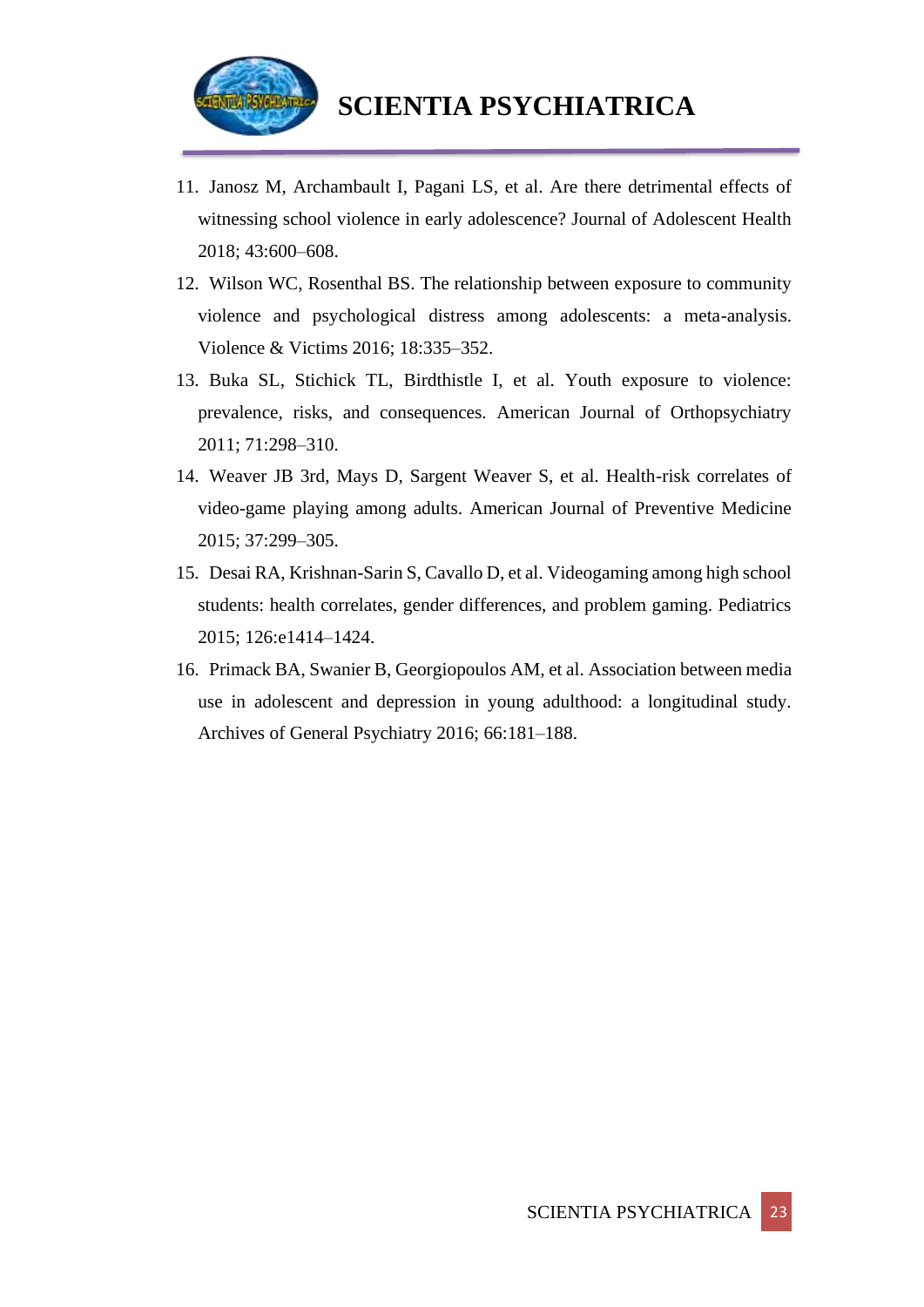11. Janosz M, Archambault I, Pagani LS, et al. Are there detrimental effects of witnessing school violence in early adolescence? Journal of Adolescent Health 2018; 43:600–608.
12. Wilson WC, Rosenthal BS. The relationship between exposure to community violence and psychological distress among adolescents: a meta-analysis. Violence & Victims 2016; 18:335–352.
13. Buka SL, Stichick TL, Birdthistle I, et al. Youth exposure to violence: prevalence, risks, and consequences. American Journal of Orthopsychiatry 2011; 71:298–310.
14. Weaver JB 3rd, Mays D, Sargent Weaver S, et al. Health-risk correlates of video-game playing among adults. American Journal of Preventive Medicine 2015; 37:299–305.
15. Desai RA, Krishnan-Sarin S, Cavallo D, et al. Videogaming among high school students: health correlates, gender differences, and problem gaming. Pediatrics 2015; 126:e1414–1424.
16. Primack BA, Swanier B, Georgiopoulos AM, et al. Association between media use in adolescent and depression in young adulthood: a longitudinal study. Archives of General Psychiatry 2016; 66:181–188.